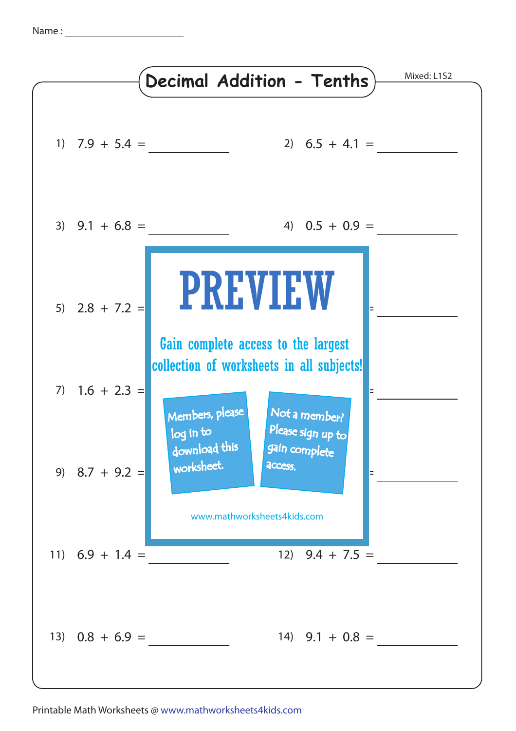Name : ____________________

# Decimal Addition - Tenths

Mixed: L1S2

1) 7.9 + 5.4 = __________

2) 6.5 + 4.1 = __________

3) 9.1 + 6.8 = __________

4) 0.5 + 0.9 = __________

5) 2.8 + 7.2 = __________

6) = __________

7) 1.6 + 2.3 = __________

8) = __________

9) 8.7 + 9.2 = __________

10) = __________

11) 6.9 + 1.4 = __________

12) 9.4 + 7.5 = __________

13) 0.8 + 6.9 = __________

14) 9.1 + 0.8 = __________

PREVIEW

Gain complete access to the largest collection of worksheets in all subjects!

Members, please log in to download this worksheet.

Not a member? Please sign up to gain complete access.

www.mathworksheets4kids.com

Printable Math Worksheets @ www.mathworksheets4kids.com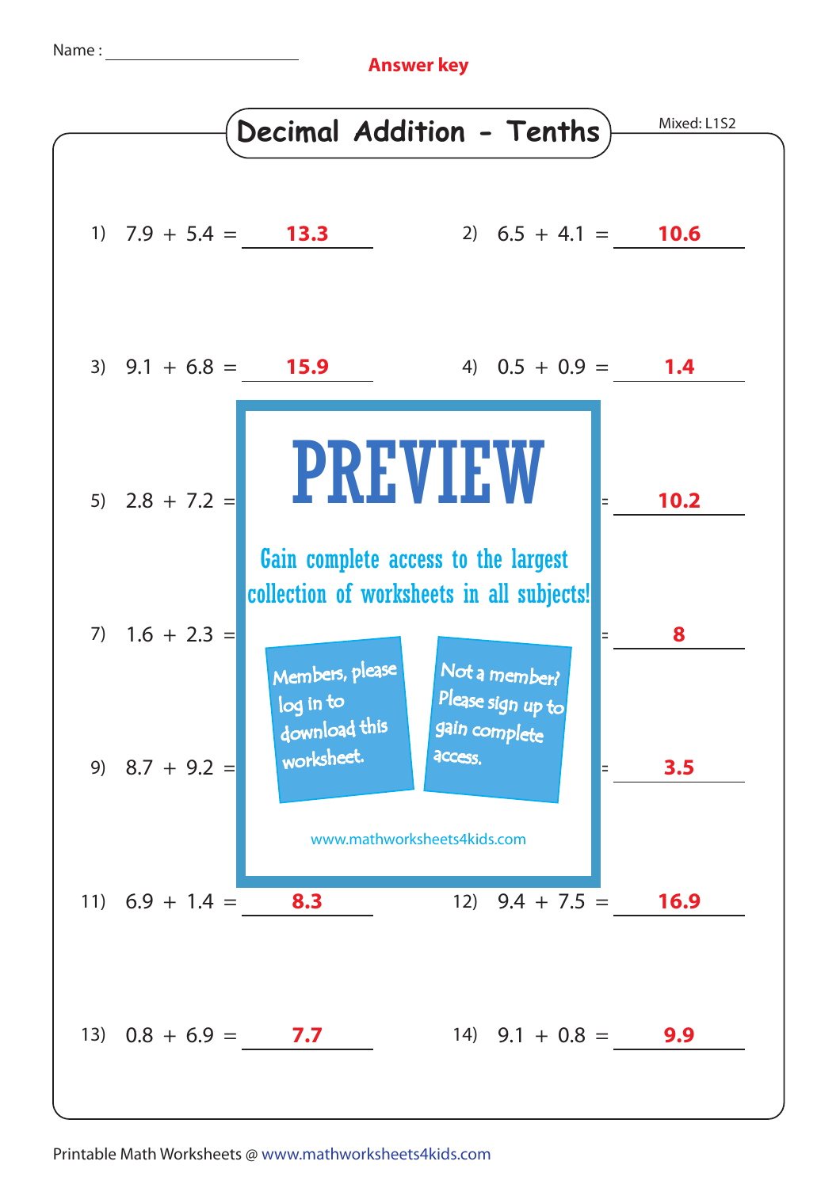Name : ____________________

**Answer key**

# Decimal Addition - Tenths

Mixed: L1S2

1) 7.9 + 5.4 = **13.3**

2) 6.5 + 4.1 = **10.6**

3) 9.1 + 6.8 = **15.9**

4) 0.5 + 0.9 = **1.4**

5) 2.8 + 7.2 =

= **10.2**

7) 1.6 + 2.3 =

= **8**

9) 8.7 + 9.2 =

= **3.5**

11) 6.9 + 1.4 = **8.3**

12) 9.4 + 7.5 = **16.9**

13) 0.8 + 6.9 = **7.7**

14) 9.1 + 0.8 = **9.9**

PREVIEW

Gain complete access to the largest collection of worksheets in all subjects!

Members, please log in to download this worksheet.

Not a member? Please sign up to gain complete access.

www.mathworksheets4kids.com

Printable Math Worksheets @ www.mathworksheets4kids.com